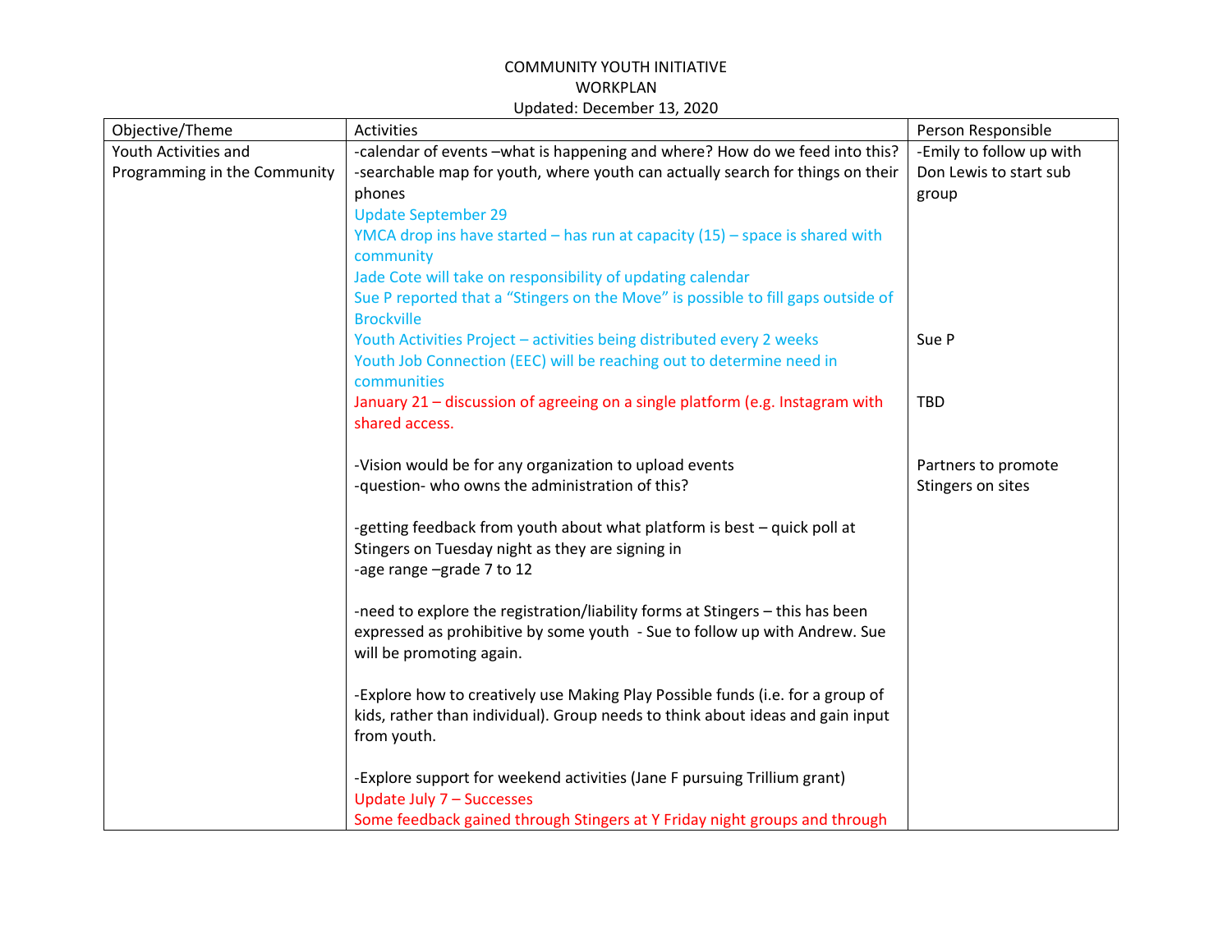COMMUNITY YOUTH INITIATIVE
WORKPLAN
Updated: December 13, 2020

| Objective/Theme | Activities | Person Responsible |
|---|---|---|
| Youth Activities and Programming in the Community | -calendar of events –what is happening and where? How do we feed into this?<br>-searchable map for youth, where youth can actually search for things on their phones<br>Update September 29<br>YMCA drop ins have started – has run at capacity (15) – space is shared with community<br>Jade Cote will take on responsibility of updating calendar<br>Sue P reported that a "Stingers on the Move" is possible to fill gaps outside of Brockville<br>Youth Activities Project – activities being distributed every 2 weeks<br>Youth Job Connection (EEC) will be reaching out to determine need in communities<br>January 21 – discussion of agreeing on a single platform (e.g. Instagram with shared access.<br><br>-Vision would be for any organization to upload events<br>-question- who owns the administration of this?<br><br>-getting feedback from youth about what platform is best – quick poll at Stingers on Tuesday night as they are signing in<br>-age range –grade 7 to 12<br><br>-need to explore the registration/liability forms at Stingers – this has been expressed as prohibitive by some youth - Sue to follow up with Andrew. Sue will be promoting again.<br><br>-Explore how to creatively use Making Play Possible funds (i.e. for a group of kids, rather than individual). Group needs to think about ideas and gain input from youth.<br><br>-Explore support for weekend activities (Jane F pursuing Trillium grant)<br>Update July 7 – Successes<br>Some feedback gained through Stingers at Y Friday night groups and through | -Emily to follow up with Don Lewis to start sub group<br><br>Sue P<br><br>TBD<br><br>Partners to promote Stingers on sites |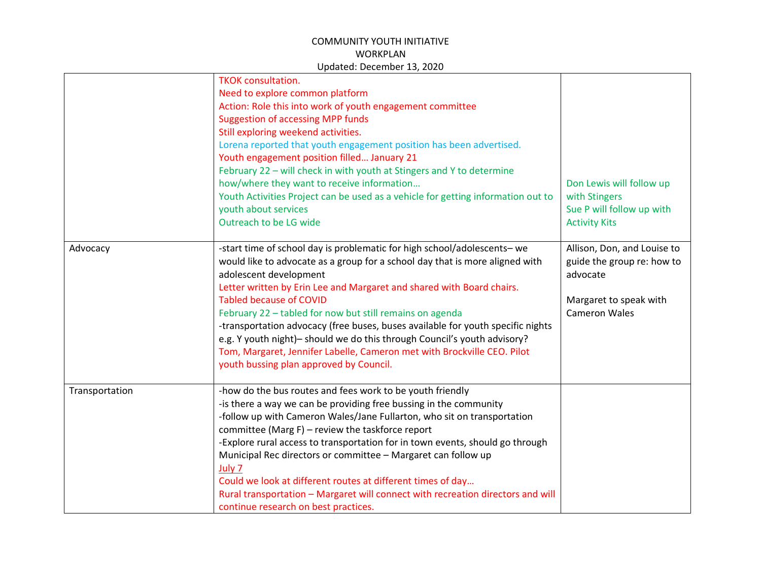COMMUNITY YOUTH INITIATIVE
WORKPLAN
Updated: December 13, 2020

| | | |
|---|---|---|
| | TKOK consultation.<br>Need to explore common platform<br>Action: Role this into work of youth engagement committee<br>Suggestion of accessing MPP funds<br>Still exploring weekend activities.<br>Lorena reported that youth engagement position has been advertised.<br>Youth engagement position filled… January 21<br>February 22 – will check in with youth at Stingers and Y to determine how/where they want to receive information…<br>Youth Activities Project can be used as a vehicle for getting information out to youth about services<br>Outreach to be LG wide | Don Lewis will follow up with Stingers<br>Sue P will follow up with Activity Kits |
| Advocacy | -start time of school day is problematic for high school/adolescents– we would like to advocate as a group for a school day that is more aligned with adolescent development<br>Letter written by Erin Lee and Margaret and shared with Board chairs.<br>Tabled because of COVID<br>February 22 – tabled for now but still remains on agenda<br>-transportation advocacy (free buses, buses available for youth specific nights e.g. Y youth night)– should we do this through Council's youth advisory?<br>Tom, Margaret, Jennifer Labelle, Cameron met with Brockville CEO. Pilot youth bussing plan approved by Council. | Allison, Don, and Louise to guide the group re: how to advocate<br><br>Margaret to speak with Cameron Wales |
| Transportation | -how do the bus routes and fees work to be youth friendly<br>-is there a way we can be providing free bussing in the community<br>-follow up with Cameron Wales/Jane Fullarton, who sit on transportation committee (Marg F) – review the taskforce report<br>-Explore rural access to transportation for in town events, should go through Municipal Rec directors or committee – Margaret can follow up<br>July 7<br>Could we look at different routes at different times of day…<br>Rural transportation – Margaret will connect with recreation directors and will continue research on best practices. | |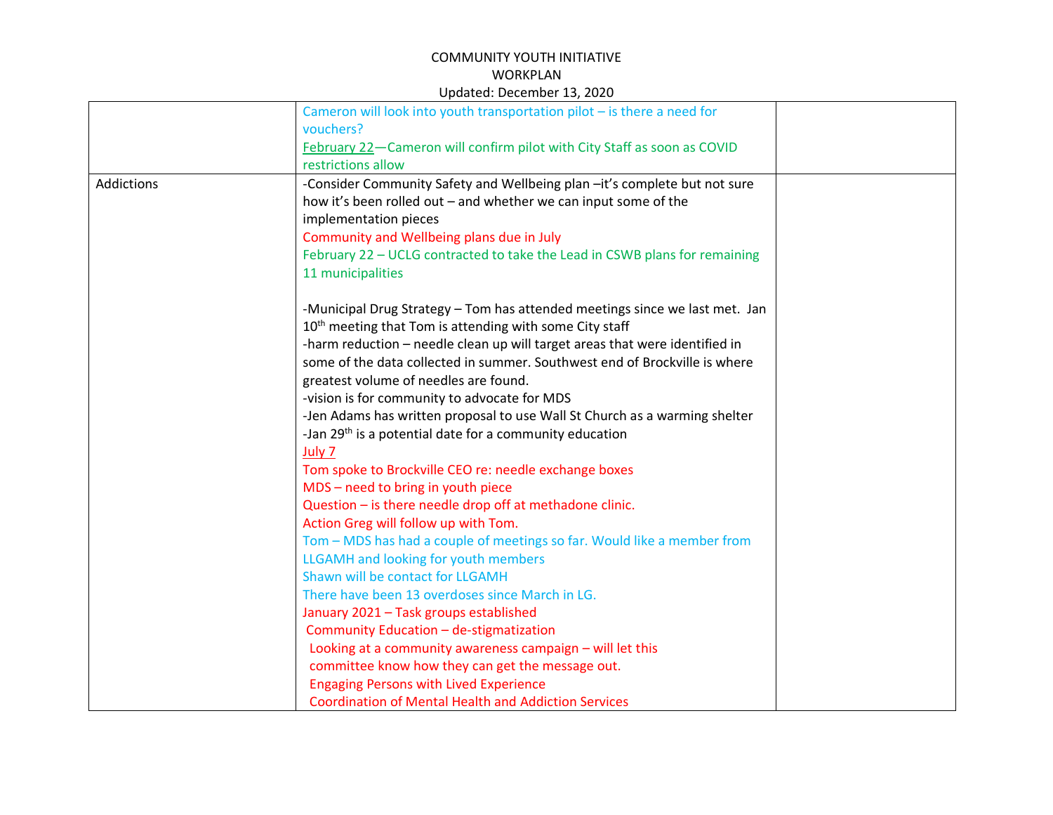COMMUNITY YOUTH INITIATIVE
WORKPLAN
Updated: December 13, 2020

| | | |
|---|---|---|
| | Cameron will look into youth transportation pilot – is there a need for vouchers?<br>February 22—Cameron will confirm pilot with City Staff as soon as COVID restrictions allow | |
| Addictions | -Consider Community Safety and Wellbeing plan –it's complete but not sure how it's been rolled out – and whether we can input some of the implementation pieces<br>Community and Wellbeing plans due in July<br>February 22 – UCLG contracted to take the Lead in CSWB plans for remaining 11 municipalities<br><br>-Municipal Drug Strategy – Tom has attended meetings since we last met. Jan 10th meeting that Tom is attending with some City staff<br>-harm reduction – needle clean up will target areas that were identified in some of the data collected in summer. Southwest end of Brockville is where greatest volume of needles are found.<br>-vision is for community to advocate for MDS<br>-Jen Adams has written proposal to use Wall St Church as a warming shelter<br>-Jan 29th is a potential date for a community education<br>July 7<br>Tom spoke to Brockville CEO re: needle exchange boxes<br>MDS – need to bring in youth piece<br>Question – is there needle drop off at methadone clinic.<br>Action Greg will follow up with Tom.<br>Tom – MDS has had a couple of meetings so far. Would like a member from LLGAMH and looking for youth members<br>Shawn will be contact for LLGAMH<br>There have been 13 overdoses since March in LG.<br>January 2021 – Task groups established<br>Community Education – de-stigmatization<br>Looking at a community awareness campaign – will let this committee know how they can get the message out.<br>Engaging Persons with Lived Experience<br>Coordination of Mental Health and Addiction Services | |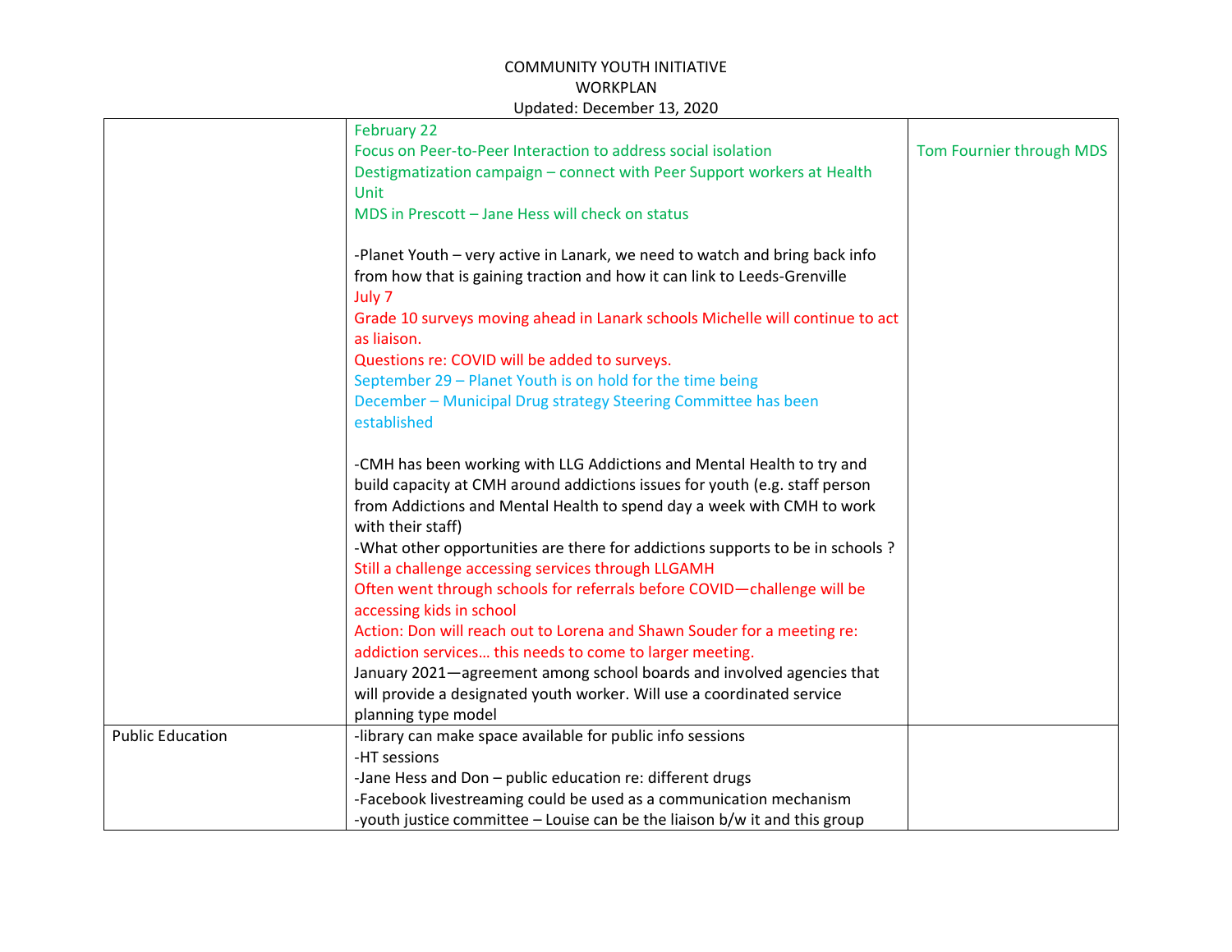COMMUNITY YOUTH INITIATIVE
WORKPLAN
Updated: December 13, 2020

| | | |
|---|---|---|
| | February 22<br>Focus on Peer-to-Peer Interaction to address social isolation<br>Destigmatization campaign – connect with Peer Support workers at Health Unit<br>MDS in Prescott – Jane Hess will check on status<br><br>-Planet Youth – very active in Lanark, we need to watch and bring back info from how that is gaining traction and how it can link to Leeds-Grenville<br>July 7<br>Grade 10 surveys moving ahead in Lanark schools Michelle will continue to act as liaison.<br>Questions re: COVID will be added to surveys.<br>September 29 – Planet Youth is on hold for the time being<br>December – Municipal Drug strategy Steering Committee has been established<br><br>-CMH has been working with LLG Addictions and Mental Health to try and build capacity at CMH around addictions issues for youth (e.g. staff person from Addictions and Mental Health to spend day a week with CMH to work with their staff)<br>-What other opportunities are there for addictions supports to be in schools ?<br>Still a challenge accessing services through LLGAMH<br>Often went through schools for referrals before COVID—challenge will be accessing kids in school<br>Action: Don will reach out to Lorena and Shawn Souder for a meeting re: addiction services… this needs to come to larger meeting.<br>January 2021—agreement among school boards and involved agencies that will provide a designated youth worker. Will use a coordinated service planning type model | Tom Fournier through MDS |
| Public Education | -library can make space available for public info sessions<br>-HT sessions<br>-Jane Hess and Don – public education re: different drugs<br>-Facebook livestreaming could be used as a communication mechanism<br>-youth justice committee – Louise can be the liaison b/w it and this group | |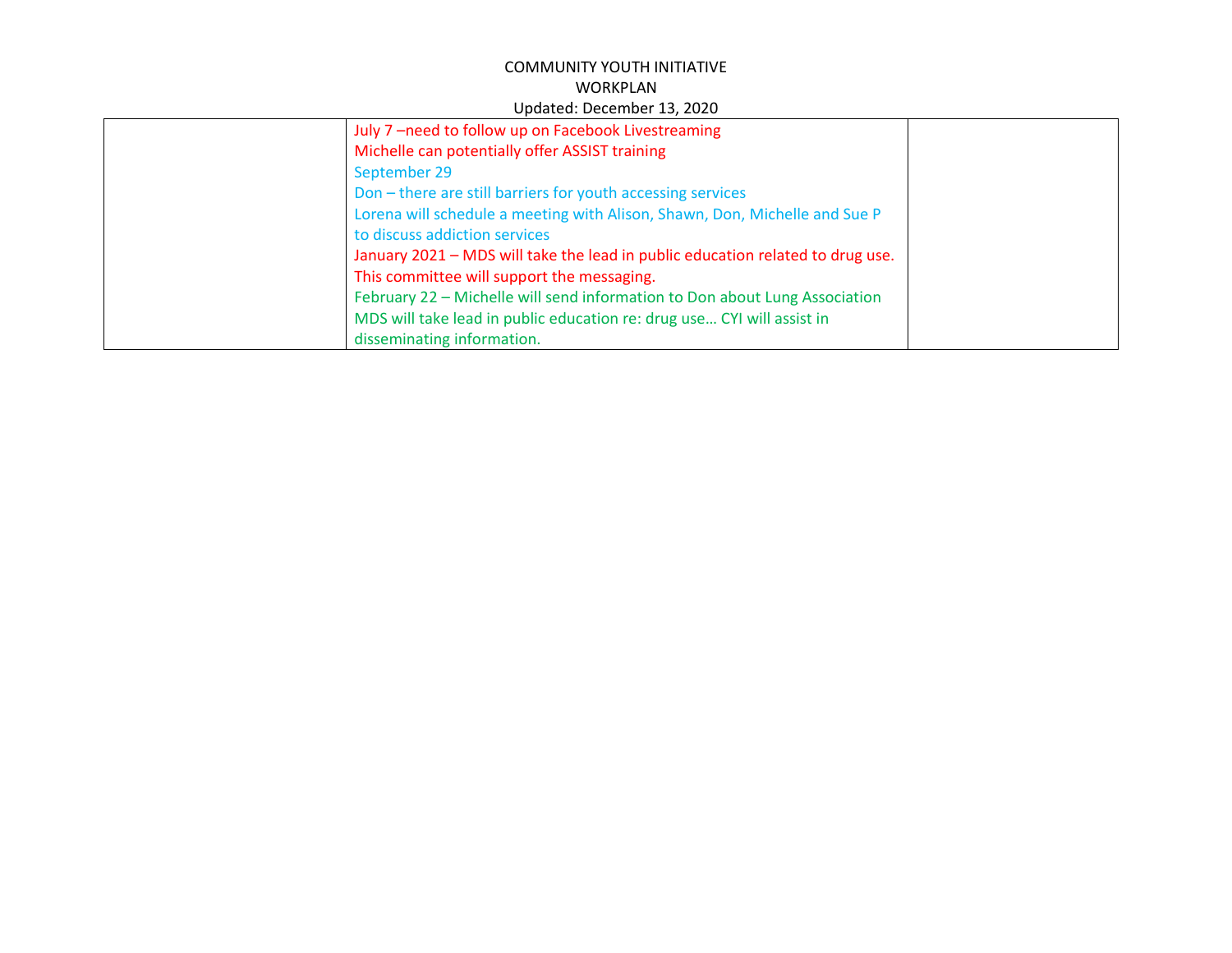COMMUNITY YOUTH INITIATIVE
WORKPLAN
Updated: December 13, 2020

| | | |
|---|---|---|
| | July 7 –need to follow up on Facebook Livestreaming<br>Michelle can potentially offer ASSIST training<br>September 29<br>Don – there are still barriers for youth accessing services<br>Lorena will schedule a meeting with Alison, Shawn, Don, Michelle and Sue P to discuss addiction services<br>January 2021 – MDS will take the lead in public education related to drug use. This committee will support the messaging.<br>February 22 – Michelle will send information to Don about Lung Association<br>MDS will take lead in public education re: drug use… CYI will assist in disseminating information. | |